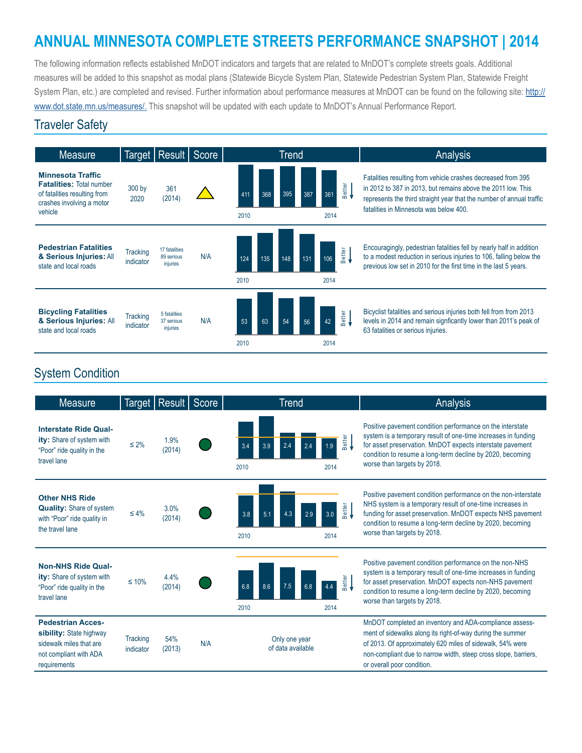# ANNUAL MINNESOTA COMPLETE STREETS PERFORMANCE SNAPSHOT | 2014

The following information reflects established MnDOT indicators and targets that are related to MnDOT's complete streets goals. Additional measures will be added to this snapshot as modal plans (Statewide Bicycle System Plan, Statewide Pedestrian System Plan, Statewide Freight System Plan, etc.) are completed and revised. Further information about performance measures at MnDOT can be found on the following site: http://www.dot.state.mn.us/measures/. This snapshot will be updated with each update to MnDOT's Annual Performance Report.

## Traveler Safety

| Measure | Target | Result | Score | Trend | Analysis |
|---|---|---|---|---|---|
| **Minnesota Traffic Fatalities:** Total number of fatalities resulting from crashes involving a motor vehicle | 300 by 2020 | 361 (2014) | Yellow triangle | 2010–2014: 411, 368, 395, 387, 361 (Better ↓) | Fatalities resulting from vehicle crashes decreased from 395 in 2012 to 387 in 2013, but remains above the 2011 low. This represents the third straight year that the number of annual traffic fatalities in Minnesota was below 400. |
| **Pedestrian Fatalities & Serious Injuries:** All state and local roads | Tracking indicator | 17 fatalities 89 serious injuries | N/A | 2010–2014: 124, 135, 148, 131, 106 (Better ↓) | Encouragingly, pedestrian fatalities fell by nearly half in addition to a modest reduction in serious injuries to 106, falling below the previous low set in 2010 for the first time in the last 5 years. |
| **Bicycling Fatalities & Serious Injuries:** All state and local roads | Tracking indicator | 5 fatalities 37 serious injuries | N/A | 2010–2014: 53, 63, 54, 56, 42 (Better ↓) | Bicyclist fatalities and serious injuries both fell from from 2013 levels in 2014 and remain signficantly lower than 2011's peak of 63 fatalities or serious injuries. |

## System Condition

| Measure | Target | Result | Score | Trend | Analysis |
|---|---|---|---|---|---|
| **Interstate Ride Quality:** Share of system with "Poor" ride quality in the travel lane | ≤ 2% | 1.9% (2014) | Green circle | 2010–2014: 3.4, 3.9, 2.4, 2.4, 1.9 (Better ↓) | Positive pavement condition performance on the interstate system is a temporary result of one-time increases in funding for asset preservation. MnDOT expects interstate pavement condition to resume a long-term decline by 2020, becoming worse than targets by 2018. |
| **Other NHS Ride Quality:** Share of system with "Poor" ride quality in the travel lane | ≤ 4% | 3.0% (2014) | Green circle | 2010–2014: 3.8, 5.1, 4.3, 2.9, 3.0 (Better ↓) | Positive pavement condition performance on the non-interstate NHS system is a temporary result of one-time increases in funding for asset preservation. MnDOT expects NHS pavement condition to resume a long-term decline by 2020, becoming worse than targets by 2018. |
| **Non-NHS Ride Quality:** Share of system with "Poor" ride quality in the travel lane | ≤ 10% | 4.4% (2014) | Green circle | 2010–2014: 6.8, 8.6, 7.5, 6.8, 4.4 (Better ↓) | Positive pavement condition performance on the non-NHS system is a temporary result of one-time increases in funding for asset preservation. MnDOT expects non-NHS pavement condition to resume a long-term decline by 2020, becoming worse than targets by 2018. |
| **Pedestrian Accessibility:** State highway sidewalk miles that are not compliant with ADA requirements | Tracking indicator | 54% (2013) | N/A | Only one year of data available | MnDOT completed an inventory and ADA-compliance assessment of sidewalks along its right-of-way during the summer of 2013. Of approximately 620 miles of sidewalk, 54% were non-compliant due to narrow width, steep cross slope, barriers, or overall poor condition. |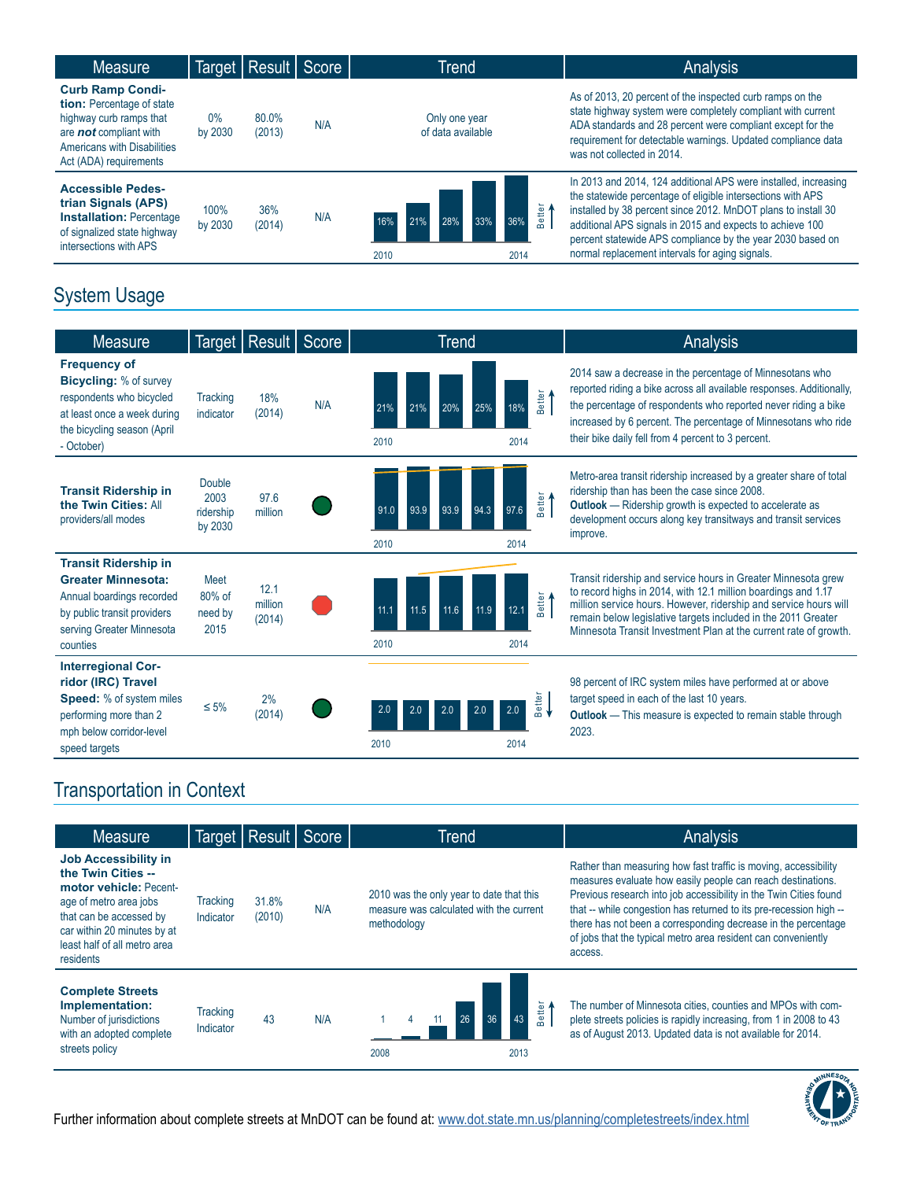| Measure | Target | Result | Score | Trend | Analysis |
|---|---|---|---|---|---|
| **Curb Ramp Condition:** Percentage of state highway curb ramps that are ***not*** compliant with Americans with Disabilities Act (ADA) requirements | 0% by 2030 | 80.0% (2013) | N/A | Only one year of data available | As of 2013, 20 percent of the inspected curb ramps on the state highway system were completely compliant with current ADA standards and 28 percent were compliant except for the requirement for detectable warnings. Updated compliance data was not collected in 2014. |
| **Accessible Pedestrian Signals (APS) Installation:** Percentage of signalized state highway intersections with APS | 100% by 2030 | 36% (2014) | N/A | 16% 21% 28% 33% 36% Better 2010 2014 | In 2013 and 2014, 124 additional APS were installed, increasing the statewide percentage of eligible intersections with APS installed by 38 percent since 2012. MnDOT plans to install 30 additional APS signals in 2015 and expects to achieve 100 percent statewide APS compliance by the year 2030 based on normal replacement intervals for aging signals. |

## System Usage

| Measure | Target | Result | Score | Trend | Analysis |
|---|---|---|---|---|---|
| **Frequency of Bicycling:** % of survey respondents who bicycled at least once a week during the bicycling season (April - October) | Tracking indicator | 18% (2014) | N/A | 21% 21% 20% 25% 18% Better 2010 2014 | 2014 saw a decrease in the percentage of Minnesotans who reported riding a bike across all available responses. Additionally, the percentage of respondents who reported never riding a bike increased by 6 percent. The percentage of Minnesotans who ride their bike daily fell from 4 percent to 3 percent. |
| **Transit Ridership in the Twin Cities:** All providers/all modes | Double 2003 ridership by 2030 | 97.6 million | | 91.0 93.9 93.9 94.3 97.6 Better 2010 2014 | Metro-area transit ridership increased by a greater share of total ridership than has been the case since 2008. **Outlook** — Ridership growth is expected to accelerate as development occurs along key transitways and transit services improve. |
| **Transit Ridership in Greater Minnesota:** Annual boardings recorded by public transit providers serving Greater Minnesota counties | Meet 80% of need by 2015 | 12.1 million (2014) | | 11.1 11.5 11.6 11.9 12.1 Better 2010 2014 | Transit ridership and service hours in Greater Minnesota grew to record highs in 2014, with 12.1 million boardings and 1.17 million service hours. However, ridership and service hours will remain below legislative targets included in the 2011 Greater Minnesota Transit Investment Plan at the current rate of growth. |
| **Interregional Corridor (IRC) Travel Speed:** % of system miles performing more than 2 mph below corridor-level speed targets | ≤ 5% | 2% (2014) | | 2.0 2.0 2.0 2.0 2.0 Better 2010 2014 | 98 percent of IRC system miles have performed at or above target speed in each of the last 10 years. **Outlook** — This measure is expected to remain stable through 2023. |

## Transportation in Context

| Measure | Target | Result | Score | Trend | Analysis |
|---|---|---|---|---|---|
| **Job Accessibility in the Twin Cities -- motor vehicle:** Percentage of metro area jobs that can be accessed by car within 20 minutes by at least half of all metro area residents | Tracking Indicator | 31.8% (2010) | N/A | 2010 was the only year to date that this measure was calculated with the current methodology | Rather than measuring how fast traffic is moving, accessibility measures evaluate how easily people can reach destinations. Previous research into job accessibility in the Twin Cities found that -- while congestion has returned to its pre-recession high -- there has not been a corresponding decrease in the percentage of jobs that the typical metro area resident can conveniently access. |
| **Complete Streets Implementation:** Number of jurisdictions with an adopted complete streets policy | Tracking Indicator | 43 | N/A | 1 4 11 26 36 43 Better 2008 2013 | The number of Minnesota cities, counties and MPOs with complete streets policies is rapidly increasing, from 1 in 2008 to 43 as of August 2013. Updated data is not available for 2014. |

Further information about complete streets at MnDOT can be found at: www.dot.state.mn.us/planning/completestreets/index.html